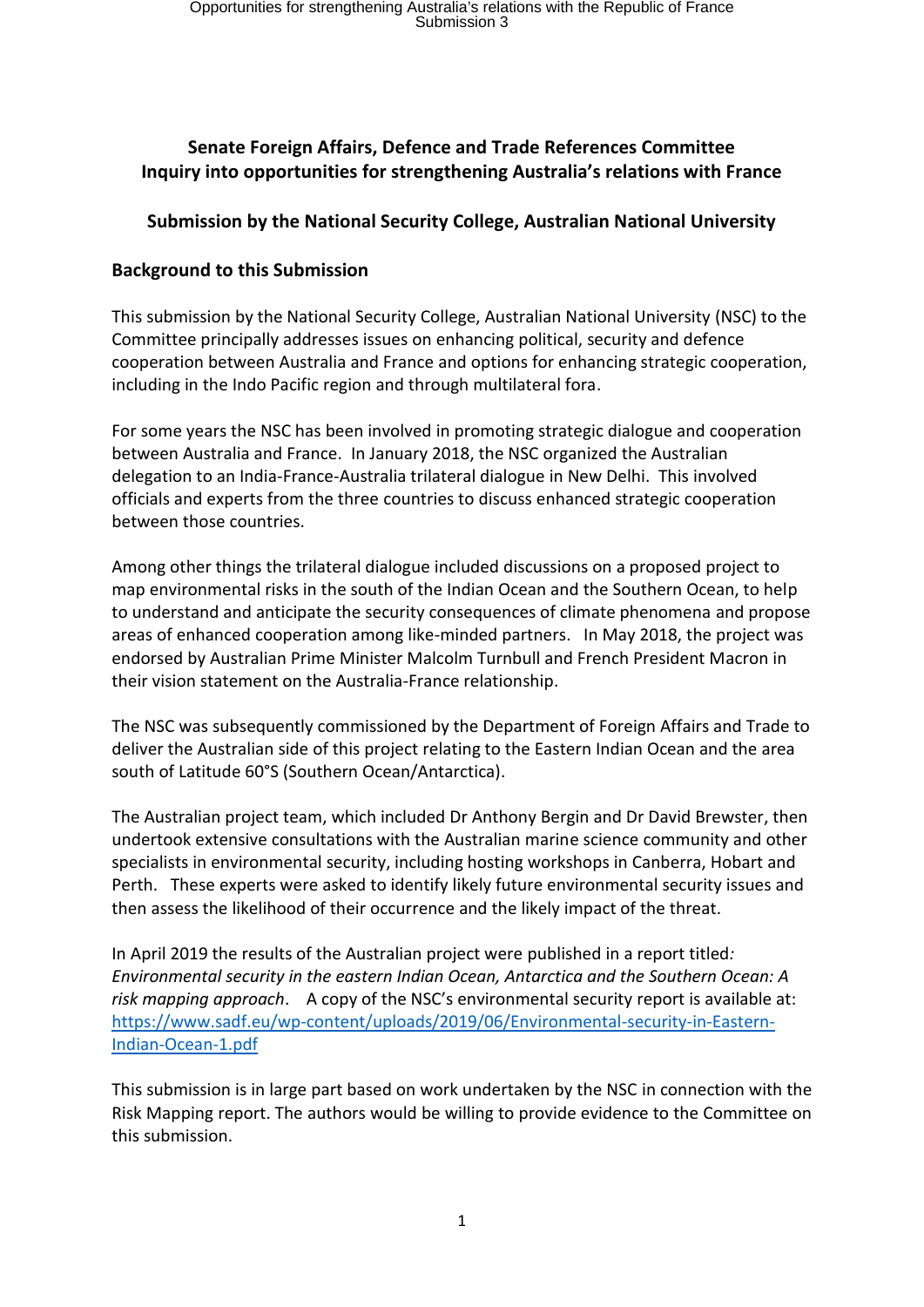## Senate Foreign Affairs, Defence and Trade References Committee
## Inquiry into opportunities for strengthening Australia's relations with France

### Submission by the National Security College, Australian National University

### Background to this Submission

This submission by the National Security College, Australian National University (NSC) to the Committee principally addresses issues on enhancing political, security and defence cooperation between Australia and France and options for enhancing strategic cooperation, including in the Indo Pacific region and through multilateral fora.

For some years the NSC has been involved in promoting strategic dialogue and cooperation between Australia and France. In January 2018, the NSC organized the Australian delegation to an India-France-Australia trilateral dialogue in New Delhi. This involved officials and experts from the three countries to discuss enhanced strategic cooperation between those countries.

Among other things the trilateral dialogue included discussions on a proposed project to map environmental risks in the south of the Indian Ocean and the Southern Ocean, to help to understand and anticipate the security consequences of climate phenomena and propose areas of enhanced cooperation among like-minded partners. In May 2018, the project was endorsed by Australian Prime Minister Malcolm Turnbull and French President Macron in their vision statement on the Australia-France relationship.

The NSC was subsequently commissioned by the Department of Foreign Affairs and Trade to deliver the Australian side of this project relating to the Eastern Indian Ocean and the area south of Latitude 60°S (Southern Ocean/Antarctica).

The Australian project team, which included Dr Anthony Bergin and Dr David Brewster, then undertook extensive consultations with the Australian marine science community and other specialists in environmental security, including hosting workshops in Canberra, Hobart and Perth. These experts were asked to identify likely future environmental security issues and then assess the likelihood of their occurrence and the likely impact of the threat.

In April 2019 the results of the Australian project were published in a report titled: *Environmental security in the eastern Indian Ocean, Antarctica and the Southern Ocean: A risk mapping approach*. A copy of the NSC's environmental security report is available at: [https://www.sadf.eu/wp-content/uploads/2019/06/Environmental-security-in-Eastern-Indian-Ocean-1.pdf](https://www.sadf.eu/wp-content/uploads/2019/06/Environmental-security-in-Eastern-Indian-Ocean-1.pdf)

This submission is in large part based on work undertaken by the NSC in connection with the Risk Mapping report. The authors would be willing to provide evidence to the Committee on this submission.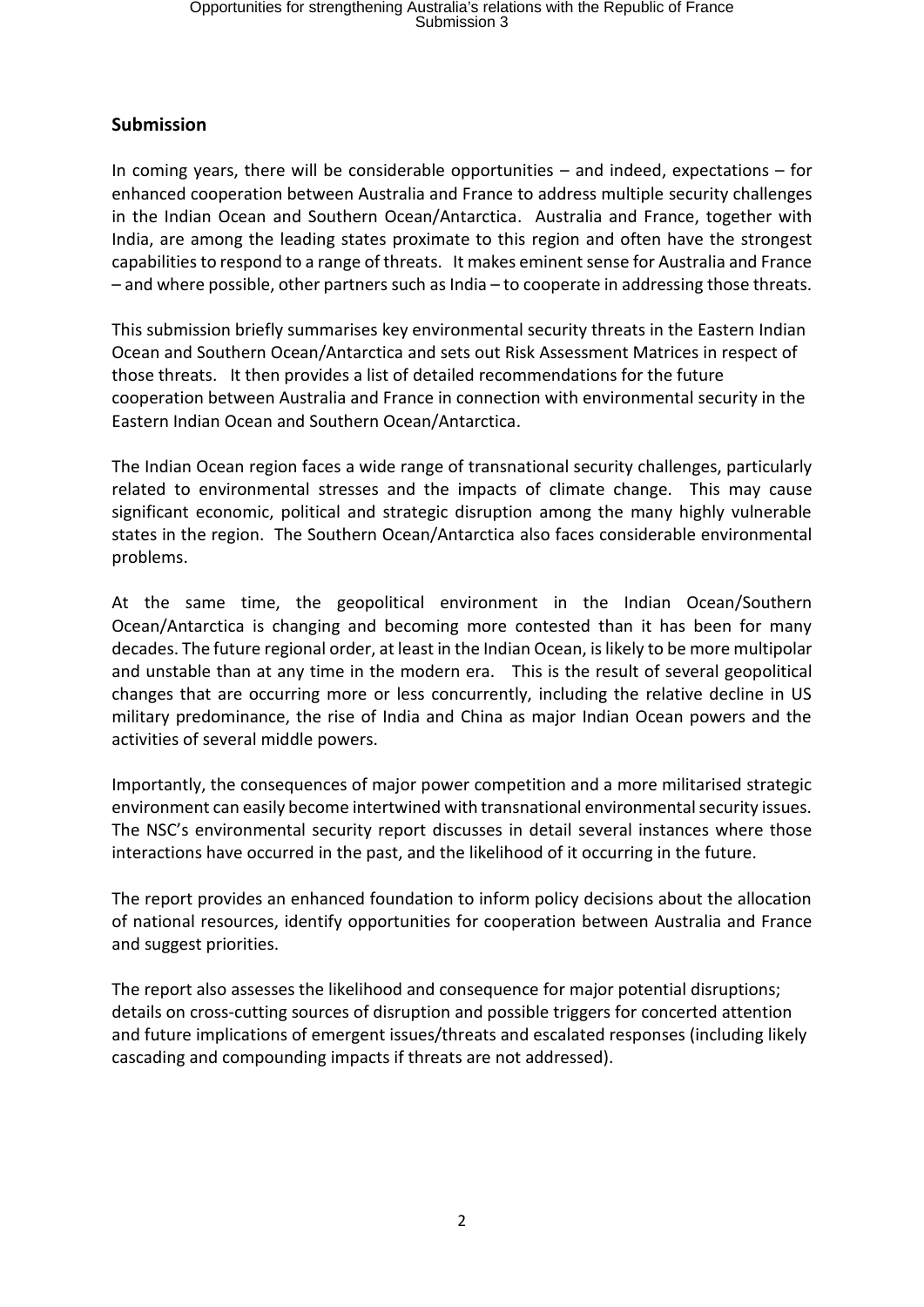## Submission

In coming years, there will be considerable opportunities – and indeed, expectations – for enhanced cooperation between Australia and France to address multiple security challenges in the Indian Ocean and Southern Ocean/Antarctica. Australia and France, together with India, are among the leading states proximate to this region and often have the strongest capabilities to respond to a range of threats. It makes eminent sense for Australia and France – and where possible, other partners such as India – to cooperate in addressing those threats.

This submission briefly summarises key environmental security threats in the Eastern Indian Ocean and Southern Ocean/Antarctica and sets out Risk Assessment Matrices in respect of those threats. It then provides a list of detailed recommendations for the future cooperation between Australia and France in connection with environmental security in the Eastern Indian Ocean and Southern Ocean/Antarctica.

The Indian Ocean region faces a wide range of transnational security challenges, particularly related to environmental stresses and the impacts of climate change. This may cause significant economic, political and strategic disruption among the many highly vulnerable states in the region. The Southern Ocean/Antarctica also faces considerable environmental problems.

At the same time, the geopolitical environment in the Indian Ocean/Southern Ocean/Antarctica is changing and becoming more contested than it has been for many decades. The future regional order, at least in the Indian Ocean, is likely to be more multipolar and unstable than at any time in the modern era. This is the result of several geopolitical changes that are occurring more or less concurrently, including the relative decline in US military predominance, the rise of India and China as major Indian Ocean powers and the activities of several middle powers.

Importantly, the consequences of major power competition and a more militarised strategic environment can easily become intertwined with transnational environmental security issues. The NSC's environmental security report discusses in detail several instances where those interactions have occurred in the past, and the likelihood of it occurring in the future.

The report provides an enhanced foundation to inform policy decisions about the allocation of national resources, identify opportunities for cooperation between Australia and France and suggest priorities.

The report also assesses the likelihood and consequence for major potential disruptions; details on cross-cutting sources of disruption and possible triggers for concerted attention and future implications of emergent issues/threats and escalated responses (including likely cascading and compounding impacts if threats are not addressed).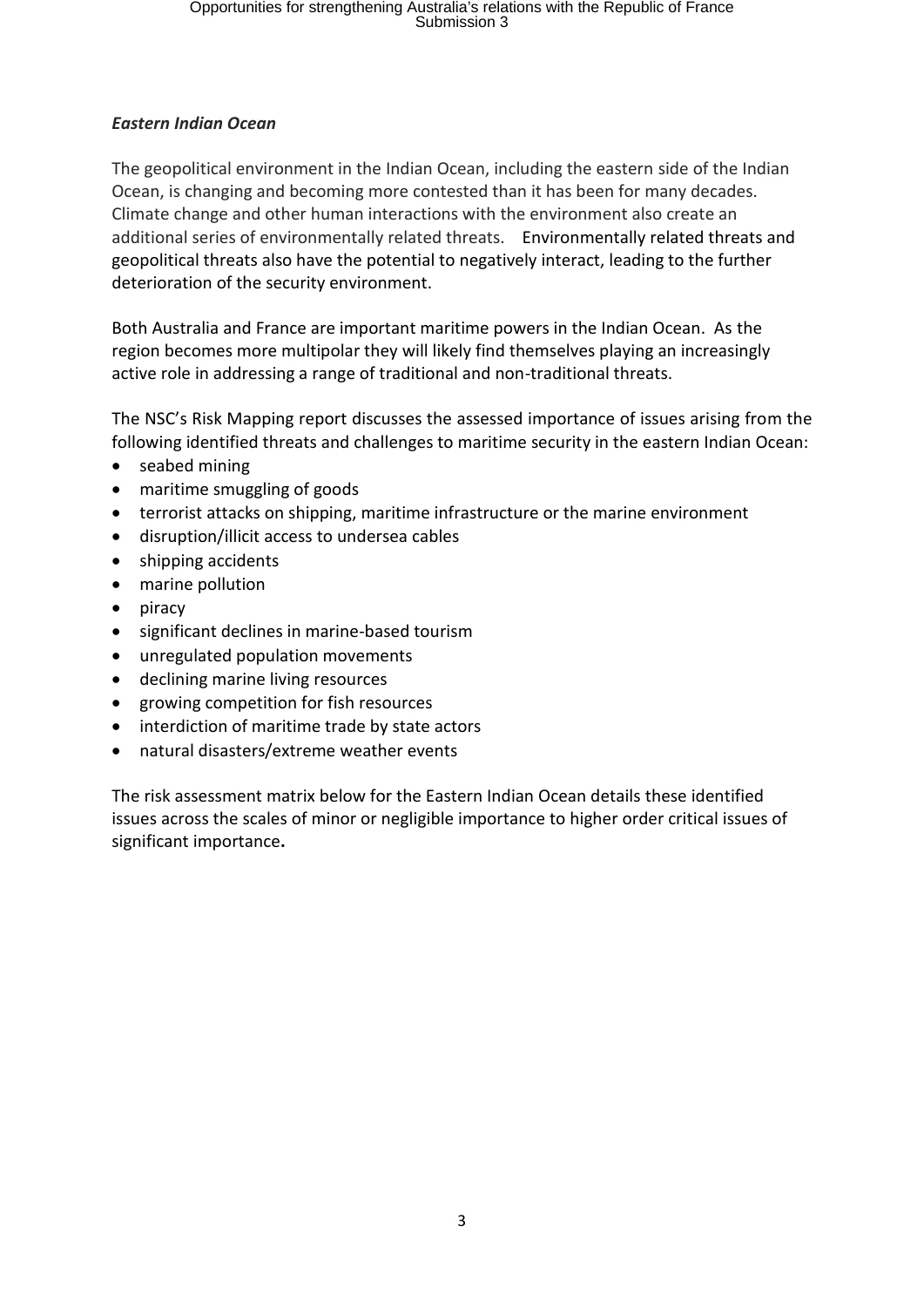*Eastern Indian Ocean*

The geopolitical environment in the Indian Ocean, including the eastern side of the Indian Ocean, is changing and becoming more contested than it has been for many decades. Climate change and other human interactions with the environment also create an additional series of environmentally related threats. Environmentally related threats and geopolitical threats also have the potential to negatively interact, leading to the further deterioration of the security environment.

Both Australia and France are important maritime powers in the Indian Ocean. As the region becomes more multipolar they will likely find themselves playing an increasingly active role in addressing a range of traditional and non-traditional threats.

The NSC's Risk Mapping report discusses the assessed importance of issues arising from the following identified threats and challenges to maritime security in the eastern Indian Ocean:

- seabed mining
- maritime smuggling of goods
- terrorist attacks on shipping, maritime infrastructure or the marine environment
- disruption/illicit access to undersea cables
- shipping accidents
- marine pollution
- piracy
- significant declines in marine-based tourism
- unregulated population movements
- declining marine living resources
- growing competition for fish resources
- interdiction of maritime trade by state actors
- natural disasters/extreme weather events

The risk assessment matrix below for the Eastern Indian Ocean details these identified issues across the scales of minor or negligible importance to higher order critical issues of significant importance**.**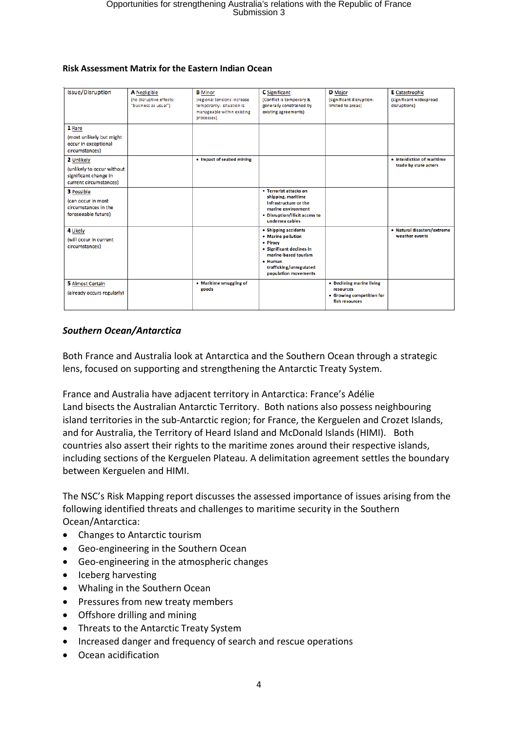**Risk Assessment Matrix for the Eastern Indian Ocean**

| Issue/Disruption | **A** Negligible (no disruptive effects: "business as usual") | **B** Minor (regional tensions increase temporarily; situation is manageable within existing processes) | **C** Significant (Conflict is temporary & generally constrained by existing agreements) | **D** Major (significant disruption: limited to areas) | **E** Catastrophic (significant widespread disruptions) |
|---|---|---|---|---|---|
| **1** Rare (most unlikely but might occur in exceptional circumstances) | | | | | |
| **2** Unlikely (unlikely to occur without significant change in current circumstances) | | • Impact of seabed mining | | | • Interdiction of maritime trade by state actors |
| **3** Possible (can occur in most circumstances in the foreseeable future) | | | • Terrorist attacks on shipping, maritime infrastructure or the marine environment<br>• Disruption/illicit access to undersea cables | | |
| **4** Likely (will occur in current circumstances) | | | • Shipping accidents<br>• Marine pollution<br>• Piracy<br>• Significant declines in marine-based tourism<br>• Human trafficking/unregulated population movements | | • Natural disasters/extreme weather events |
| **5** Almost Certain (already occurs regularly) | | • Maritime smuggling of goods | | • Declining marine living resources<br>• Growing competition for fish resources | |

***Southern Ocean/Antarctica***

Both France and Australia look at Antarctica and the Southern Ocean through a strategic lens, focused on supporting and strengthening the Antarctic Treaty System.

France and Australia have adjacent territory in Antarctica: France's Adélie Land bisects the Australian Antarctic Territory. Both nations also possess neighbouring island territories in the sub-Antarctic region; for France, the Kerguelen and Crozet Islands, and for Australia, the Territory of Heard Island and McDonald Islands (HIMI). Both countries also assert their rights to the maritime zones around their respective islands, including sections of the Kerguelen Plateau. A delimitation agreement settles the boundary between Kerguelen and HIMI.

The NSC's Risk Mapping report discusses the assessed importance of issues arising from the following identified threats and challenges to maritime security in the Southern Ocean/Antarctica:

- Changes to Antarctic tourism
- Geo-engineering in the Southern Ocean
- Geo-engineering in the atmospheric changes
- Iceberg harvesting
- Whaling in the Southern Ocean
- Pressures from new treaty members
- Offshore drilling and mining
- Threats to the Antarctic Treaty System
- Increased danger and frequency of search and rescue operations
- Ocean acidification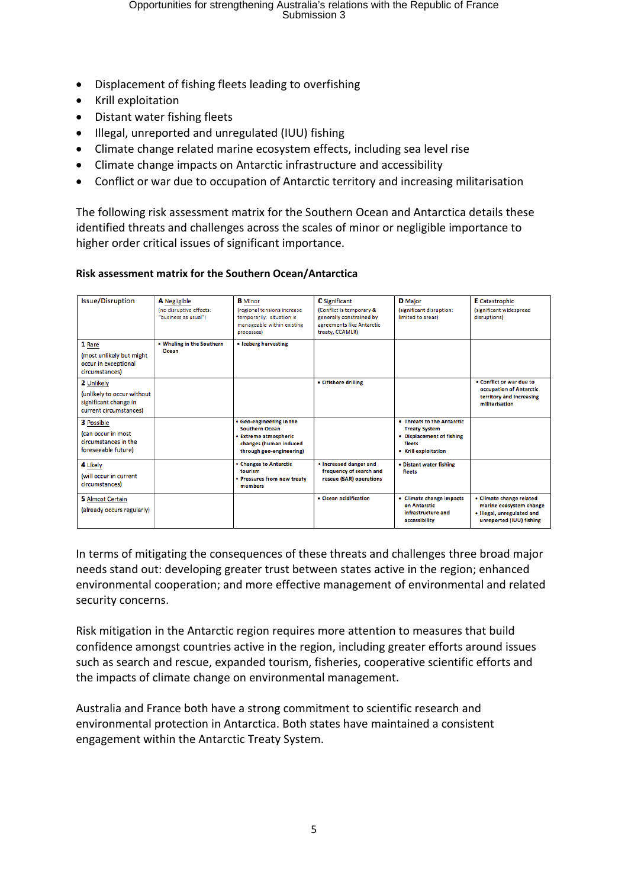- Displacement of fishing fleets leading to overfishing
- Krill exploitation
- Distant water fishing fleets
- Illegal, unreported and unregulated (IUU) fishing
- Climate change related marine ecosystem effects, including sea level rise
- Climate change impacts on Antarctic infrastructure and accessibility
- Conflict or war due to occupation of Antarctic territory and increasing militarisation

The following risk assessment matrix for the Southern Ocean and Antarctica details these identified threats and challenges across the scales of minor or negligible importance to higher order critical issues of significant importance.

**Risk assessment matrix for the Southern Ocean/Antarctica**

| Issue/Disruption | A Negligible (no disruptive effects: "business as usual") | B Minor (regional tensions increase temporarily; situation is manageable within existing processes) | C Significant (Conflict is temporary & generally constrained by agreements like Antarctic treaty, CCAMLR) | D Major (significant disruption: limited to areas) | E Catastrophic (significant widespread disruptions) |
|---|---|---|---|---|---|
| 1 Rare (most unlikely but might occur in exceptional circumstances) | • Whaling in the Southern Ocean | • Iceberg harvesting | | | |
| 2 Unlikely (unlikely to occur without significant change in current circumstances) | | | • Offshore drilling | | • Conflict or war due to occupation of Antarctic territory and increasing militarisation |
| 3 Possible (can occur in most circumstances in the foreseeable future) | | • Geo-engineering in the Southern Ocean<br>• Extreme atmospheric changes (human induced through geo-engineering) | | • Threats to the Antarctic Treaty System<br>• Displacement of fishing fleets<br>• Krill exploitation | |
| 4 Likely (will occur in current circumstances) | | • Changes to Antarctic tourism<br>• Pressures from new treaty members | • Increased danger and frequency of search and rescue (SAR) operations | • Distant water fishing fleets | |
| 5 Almost Certain (already occurs regularly) | | | • Ocean acidification | • Climate change impacts on Antarctic infrastructure and accessibility | • Climate change related marine ecosystem change<br>• Illegal, unregulated and unreported (IUU) fishing |

In terms of mitigating the consequences of these threats and challenges three broad major needs stand out: developing greater trust between states active in the region; enhanced environmental cooperation; and more effective management of environmental and related security concerns.

Risk mitigation in the Antarctic region requires more attention to measures that build confidence amongst countries active in the region, including greater efforts around issues such as search and rescue, expanded tourism, fisheries, cooperative scientific efforts and the impacts of climate change on environmental management.

Australia and France both have a strong commitment to scientific research and environmental protection in Antarctica. Both states have maintained a consistent engagement within the Antarctic Treaty System.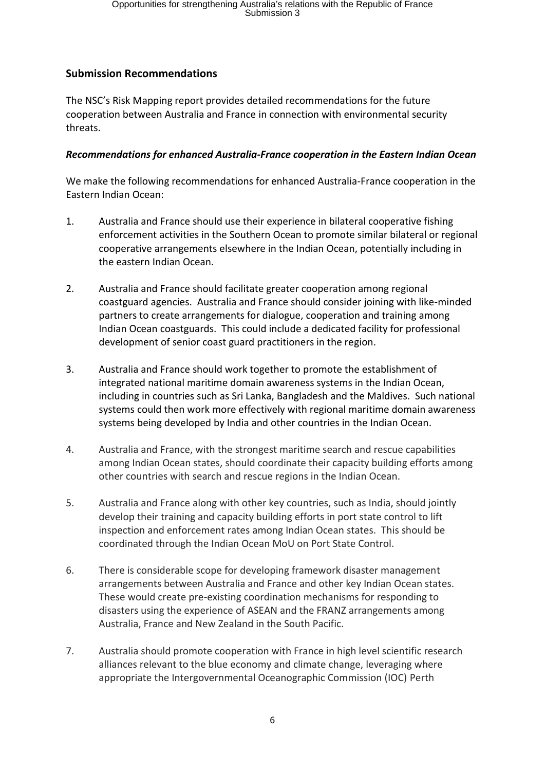## Submission Recommendations

The NSC's Risk Mapping report provides detailed recommendations for the future cooperation between Australia and France in connection with environmental security threats.

### *Recommendations for enhanced Australia-France cooperation in the Eastern Indian Ocean*

We make the following recommendations for enhanced Australia-France cooperation in the Eastern Indian Ocean:

1. Australia and France should use their experience in bilateral cooperative fishing enforcement activities in the Southern Ocean to promote similar bilateral or regional cooperative arrangements elsewhere in the Indian Ocean, potentially including in the eastern Indian Ocean.

2. Australia and France should facilitate greater cooperation among regional coastguard agencies. Australia and France should consider joining with like-minded partners to create arrangements for dialogue, cooperation and training among Indian Ocean coastguards. This could include a dedicated facility for professional development of senior coast guard practitioners in the region.

3. Australia and France should work together to promote the establishment of integrated national maritime domain awareness systems in the Indian Ocean, including in countries such as Sri Lanka, Bangladesh and the Maldives. Such national systems could then work more effectively with regional maritime domain awareness systems being developed by India and other countries in the Indian Ocean.

4. Australia and France, with the strongest maritime search and rescue capabilities among Indian Ocean states, should coordinate their capacity building efforts among other countries with search and rescue regions in the Indian Ocean.

5. Australia and France along with other key countries, such as India, should jointly develop their training and capacity building efforts in port state control to lift inspection and enforcement rates among Indian Ocean states. This should be coordinated through the Indian Ocean MoU on Port State Control.

6. There is considerable scope for developing framework disaster management arrangements between Australia and France and other key Indian Ocean states. These would create pre-existing coordination mechanisms for responding to disasters using the experience of ASEAN and the FRANZ arrangements among Australia, France and New Zealand in the South Pacific.

7. Australia should promote cooperation with France in high level scientific research alliances relevant to the blue economy and climate change, leveraging where appropriate the Intergovernmental Oceanographic Commission (IOC) Perth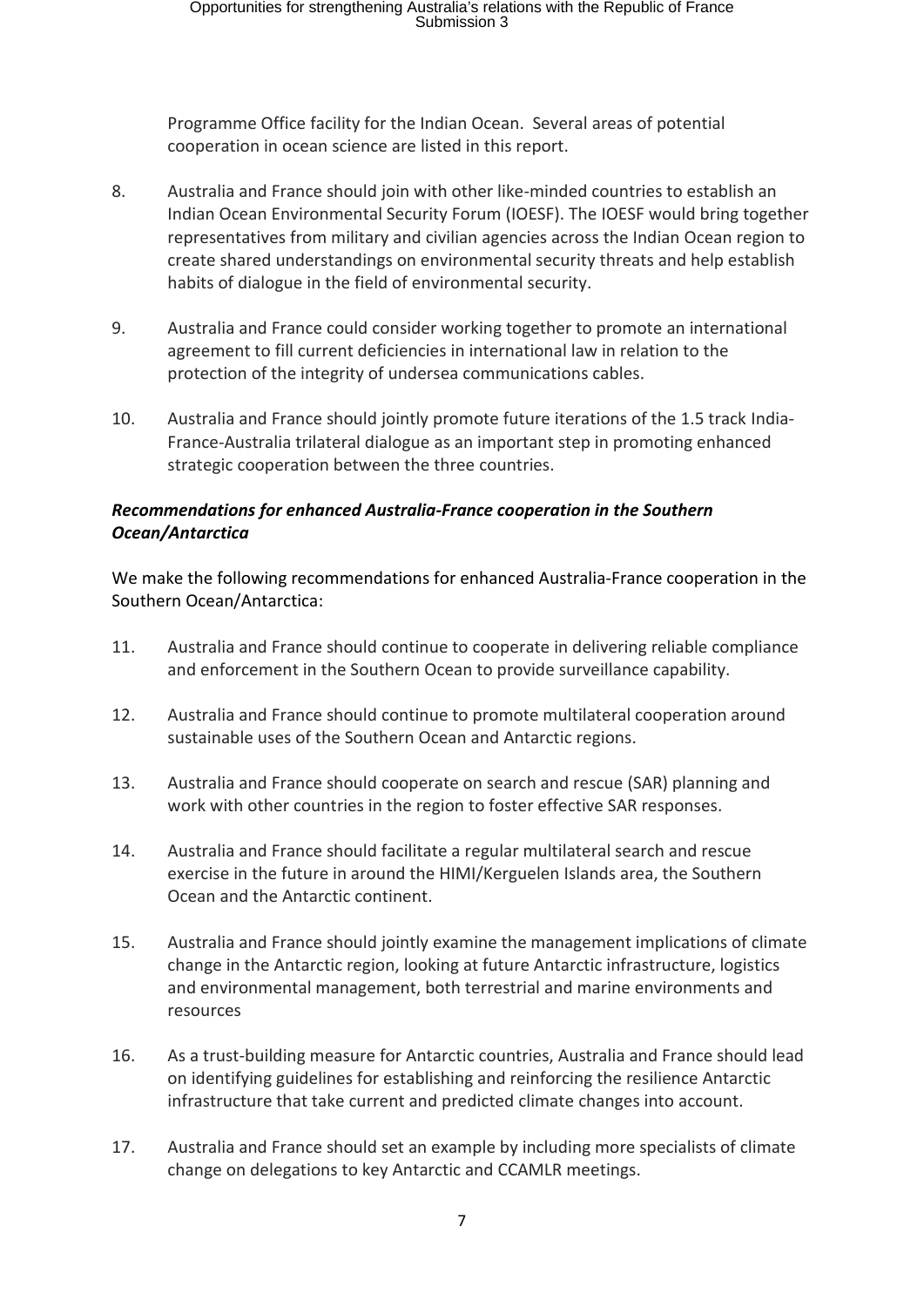Programme Office facility for the Indian Ocean. Several areas of potential cooperation in ocean science are listed in this report.

8. Australia and France should join with other like-minded countries to establish an Indian Ocean Environmental Security Forum (IOESF). The IOESF would bring together representatives from military and civilian agencies across the Indian Ocean region to create shared understandings on environmental security threats and help establish habits of dialogue in the field of environmental security.

9. Australia and France could consider working together to promote an international agreement to fill current deficiencies in international law in relation to the protection of the integrity of undersea communications cables.

10. Australia and France should jointly promote future iterations of the 1.5 track India-France-Australia trilateral dialogue as an important step in promoting enhanced strategic cooperation between the three countries.

***Recommendations for enhanced Australia-France cooperation in the Southern Ocean/Antarctica***

We make the following recommendations for enhanced Australia-France cooperation in the Southern Ocean/Antarctica:

11. Australia and France should continue to cooperate in delivering reliable compliance and enforcement in the Southern Ocean to provide surveillance capability.

12. Australia and France should continue to promote multilateral cooperation around sustainable uses of the Southern Ocean and Antarctic regions.

13. Australia and France should cooperate on search and rescue (SAR) planning and work with other countries in the region to foster effective SAR responses.

14. Australia and France should facilitate a regular multilateral search and rescue exercise in the future in around the HIMI/Kerguelen Islands area, the Southern Ocean and the Antarctic continent.

15. Australia and France should jointly examine the management implications of climate change in the Antarctic region, looking at future Antarctic infrastructure, logistics and environmental management, both terrestrial and marine environments and resources

16. As a trust-building measure for Antarctic countries, Australia and France should lead on identifying guidelines for establishing and reinforcing the resilience Antarctic infrastructure that take current and predicted climate changes into account.

17. Australia and France should set an example by including more specialists of climate change on delegations to key Antarctic and CCAMLR meetings.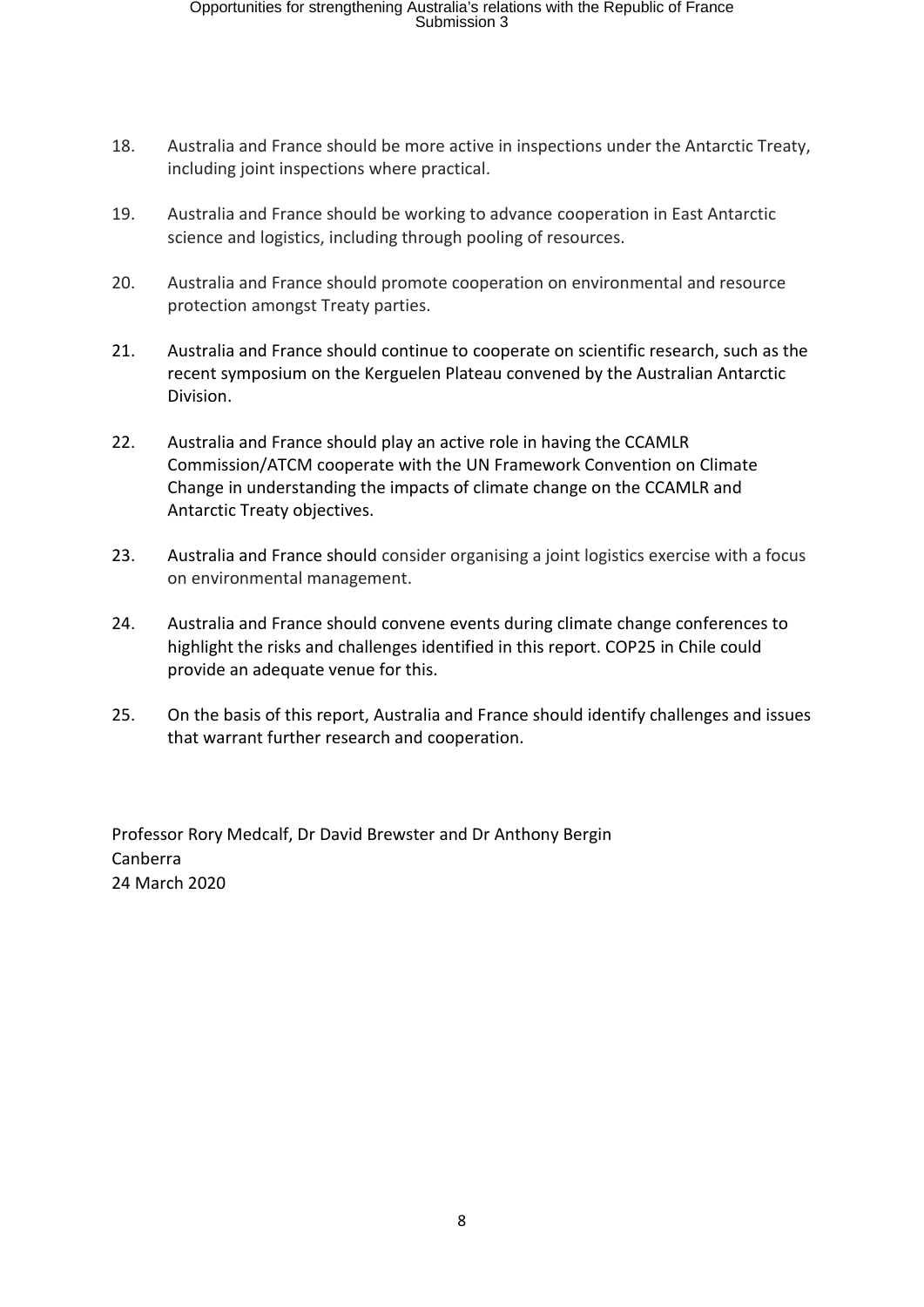18. Australia and France should be more active in inspections under the Antarctic Treaty, including joint inspections where practical.

19. Australia and France should be working to advance cooperation in East Antarctic science and logistics, including through pooling of resources.

20. Australia and France should promote cooperation on environmental and resource protection amongst Treaty parties.

21. Australia and France should continue to cooperate on scientific research, such as the recent symposium on the Kerguelen Plateau convened by the Australian Antarctic Division.

22. Australia and France should play an active role in having the CCAMLR Commission/ATCM cooperate with the UN Framework Convention on Climate Change in understanding the impacts of climate change on the CCAMLR and Antarctic Treaty objectives.

23. Australia and France should consider organising a joint logistics exercise with a focus on environmental management.

24. Australia and France should convene events during climate change conferences to highlight the risks and challenges identified in this report. COP25 in Chile could provide an adequate venue for this.

25. On the basis of this report, Australia and France should identify challenges and issues that warrant further research and cooperation.

Professor Rory Medcalf, Dr David Brewster and Dr Anthony Bergin
Canberra
24 March 2020